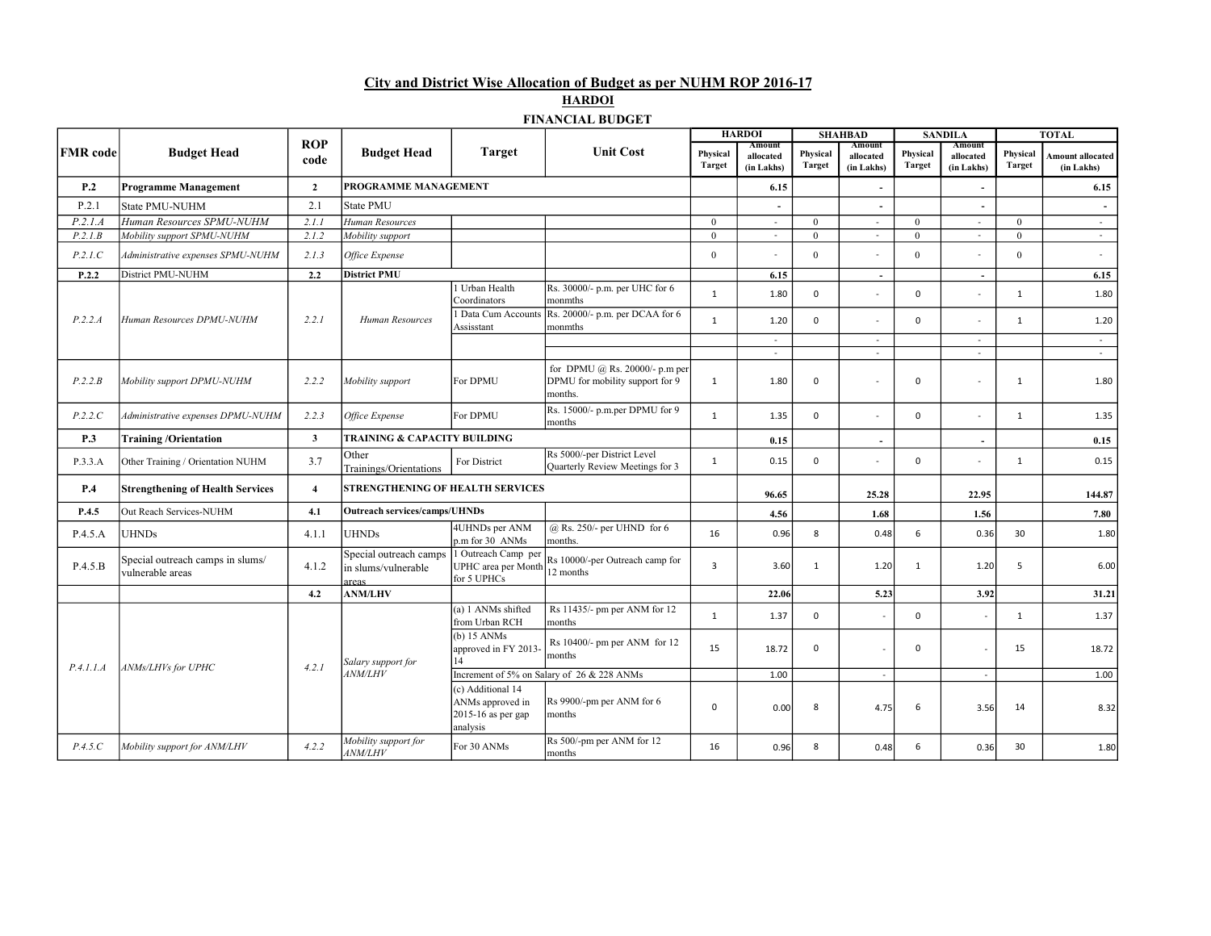## City and District Wise Allocation of Budget as per NUHM ROP 2016-17

### HARDOI

### FINANCIAL BUDGET

| FMR code | Budget Head | ROP code | Budget Head | Target | Unit Cost | HARDOI | | SHAHBAD | | SANDILA | | TOTAL | |
|---|---|---|---|---|---|---|---|---|---|---|---|---|---|
| | | | | | | Physical Target | Amount allocated (in Lakhs) | Physical Target | Amount allocated (in Lakhs) | Physical Target | Amount allocated (in Lakhs) | Physical Target | Amount allocated (in Lakhs) |
| **P.2** | **Programme Management** | **2** | **PROGRAMME MANAGEMENT** | | | | **6.15** | | **-** | | **-** | | **6.15** |
| P.2.1 | State PMU-NUHM | 2.1 | State PMU | | | | - | | - | | - | | - |
| *P.2.1.A* | *Human Resources SPMU-NUHM* | *2.1.1* | *Human Resources* | | | 0 | - | 0 | - | 0 | - | 0 | - |
| *P.2.1.B* | *Mobility support SPMU-NUHM* | *2.1.2* | *Mobility support* | | | 0 | - | 0 | - | 0 | - | 0 | - |
| *P.2.1.C* | *Administrative expenses SPMU-NUHM* | *2.1.3* | *Office Expense* | | | 0 | - | 0 | - | 0 | - | 0 | - |
| **P.2.2** | District PMU-NUHM | **2.2** | **District PMU** | | | | **6.15** | | **-** | | **-** | | **6.15** |
| *P.2.2.A* | *Human Resources DPMU-NUHM* | *2.2.1* | *Human Resources* | 1 Urban Health Coordinators | Rs. 30000/- p.m. per UHC for 6 monmths | 1 | 1.80 | 0 | - | 0 | - | 1 | 1.80 |
| | | | | 1 Data Cum Accounts Assisstant | Rs. 20000/- p.m. per DCAA for 6 monmths | 1 | 1.20 | 0 | - | 0 | - | 1 | 1.20 |
| | | | | | | | - | | - | | - | | - |
| | | | | | | | - | | - | | - | | - |
| *P.2.2.B* | *Mobility support DPMU-NUHM* | *2.2.2* | *Mobility support* | For DPMU | for DPMU @ Rs. 20000/- p.m per DPMU for mobility support for 9 months. | 1 | 1.80 | 0 | - | 0 | - | 1 | 1.80 |
| *P.2.2.C* | *Administrative expenses DPMU-NUHM* | *2.2.3* | *Office Expense* | For DPMU | Rs. 15000/- p.m.per DPMU for 9 months | 1 | 1.35 | 0 | - | 0 | - | 1 | 1.35 |
| **P.3** | **Training /Orientation** | **3** | **TRAINING & CAPACITY BUILDING** | | | | **0.15** | | **-** | | **-** | | **0.15** |
| P.3.3.A | Other Training / Orientation NUHM | 3.7 | Other Trainings/Orientations | For District | Rs 5000/-per District Level Quarterly Review Meetings for 3 | 1 | 0.15 | 0 | - | 0 | - | 1 | 0.15 |
| **P.4** | **Strengthening of Health Services** | **4** | **STRENGTHENING OF HEALTH SERVICES** | | | | **96.65** | | **25.28** | | **22.95** | | **144.87** |
| **P.4.5** | Out Reach Services-NUHM | **4.1** | **Outreach services/camps/UHNDs** | | | | **4.56** | | **1.68** | | **1.56** | | **7.80** |
| P.4.5.A | UHNDs | 4.1.1 | UHNDs | 4UHNDs per ANM p.m for 30 ANMs | @ Rs. 250/- per UHND for 6 months. | 16 | 0.96 | 8 | 0.48 | 6 | 0.36 | 30 | 1.80 |
| P.4.5.B | Special outreach camps in slums/ vulnerable areas | 4.1.2 | Special outreach camps in slums/vulnerable areas | 1 Outreach Camp per UPHC area per Month for 5 UPHCs | Rs 10000/-per Outreach camp for 12 months | 3 | 3.60 | 1 | 1.20 | 1 | 1.20 | 5 | 6.00 |
| | | **4.2** | **ANM/LHV** | | | | **22.06** | | **5.23** | | **3.92** | | **31.21** |
| *P.4.1.1.A* | *ANMs/LHVs for UPHC* | *4.2.1* | *Salary support for ANM/LHV* | (a) 1 ANMs shifted from Urban RCH | Rs 11435/- pm per ANM for 12 months | 1 | 1.37 | 0 | - | 0 | - | 1 | 1.37 |
| | | | | (b) 15 ANMs approved in FY 2013-14 | Rs 10400/- pm per ANM for 12 months | 15 | 18.72 | 0 | - | 0 | - | 15 | 18.72 |
| | | | | Increment of 5% on Salary of 26 & 228 ANMs | | | 1.00 | | - | | - | | 1.00 |
| | | | | (c) Additional 14 ANMs approved in 2015-16 as per gap analysis | Rs 9900/-pm per ANM for 6 months | 0 | 0.00 | 8 | 4.75 | 6 | 3.56 | 14 | 8.32 |
| *P.4.5.C* | *Mobility support for ANM/LHV* | *4.2.2* | *Mobility support for ANM/LHV* | For 30 ANMs | Rs 500/-pm per ANM for 12 months | 16 | 0.96 | 8 | 0.48 | 6 | 0.36 | 30 | 1.80 |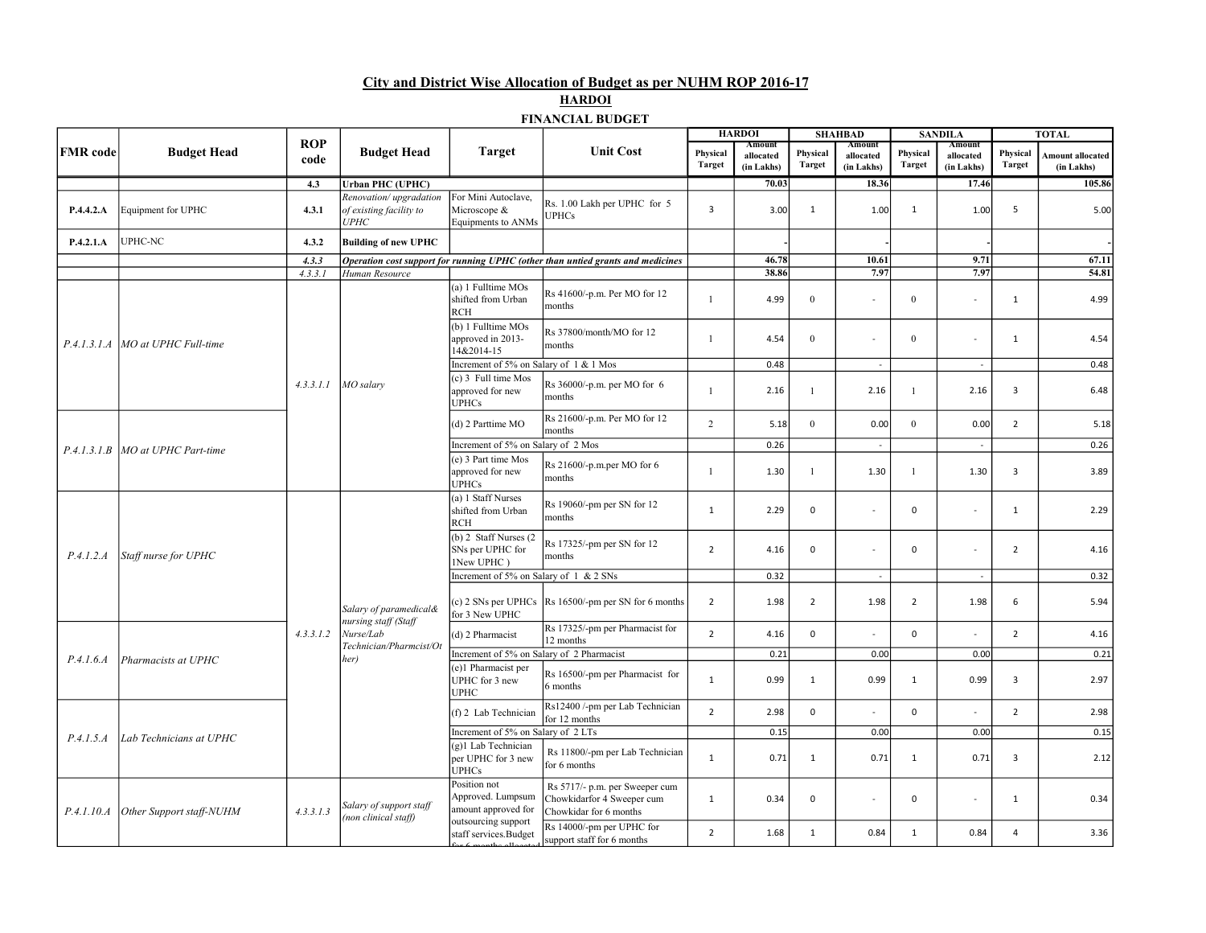# City and District Wise Allocation of Budget as per NUHM ROP 2016-17

## HARDOI

### FINANCIAL BUDGET

| FMR code | Budget Head | ROP code | Budget Head | Target | Unit Cost | HARDOI | | SHAHBAD | | SANDILA | | TOTAL | |
|---|---|---|---|---|---|---|---|---|---|---|---|---|---|
| | | | | | | Physical Target | Amount allocated (in Lakhs) | Physical Target | Amount allocated (in Lakhs) | Physical Target | Amount allocated (in Lakhs) | Physical Target | Amount allocated (in Lakhs) |
| | | 4.3 | **Urban PHC (UPHC)** | | | | 70.03 | | 18.36 | | 17.46 | | 105.86 |
| **P.4.4.2.A** | Equipment for UPHC | **4.3.1** | *Renovation/ upgradation of existing facility to UPHC* | For Mini Autoclave, Microscope & Equipments to ANMs | Rs. 1.00 Lakh per UPHC for 5 UPHCs | 3 | 3.00 | 1 | 1.00 | 1 | 1.00 | 5 | 5.00 |
| **P.4.2.1.A** | UPHC-NC | **4.3.2** | **Building of new UPHC** | | | | - | | - | | - | | - |
| | | *4.3.3* | ***Operation cost support for running UPHC (other than untied grants and medicines*** | | | | 46.78 | | 10.61 | | 9.71 | | 67.11 |
| | | *4.3.3.1* | *Human Resource* | | | | 38.86 | | 7.97 | | 7.97 | | 54.81 |
| *P.4.1.3.1.A* | *MO at UPHC Full-time* | *4.3.3.1.1* | *MO salary* | (a) 1 Fulltime MOs shifted from Urban RCH | Rs 41600/-p.m. Per MO for 12 months | 1 | 4.99 | 0 | - | 0 | - | 1 | 4.99 |
| | | | | (b) 1 Fulltime MOs approved in 2013-14&2014-15 | Rs 37800/month/MO for 12 months | 1 | 4.54 | 0 | - | 0 | - | 1 | 4.54 |
| | | | | Increment of 5% on Salary of 1 & 1 Mos | | | 0.48 | | - | | - | | 0.48 |
| | | | | (c) 3 Full time Mos approved for new UPHCs | Rs 36000/-p.m. per MO for 6 months | 1 | 2.16 | 1 | 2.16 | 1 | 2.16 | 3 | 6.48 |
| *P.4.1.3.1.B* | *MO at UPHC Part-time* | | | (d) 2 Parttime MO | Rs 21600/-p.m. Per MO for 12 months | 2 | 5.18 | 0 | 0.00 | 0 | 0.00 | 2 | 5.18 |
| | | | | Increment of 5% on Salary of 2 Mos | | | 0.26 | | - | | - | | 0.26 |
| | | | | (e) 3 Part time Mos approved for new UPHCs | Rs 21600/-p.m.per MO for 6 months | 1 | 1.30 | 1 | 1.30 | 1 | 1.30 | 3 | 3.89 |
| *P.4.1.2.A* | *Staff nurse for UPHC* | 4.3.3.1.2 | *Salary of paramedical& nursing staff (Staff Nurse/Lab Technician/Pharmcist/Other)* | (a) 1 Staff Nurses shifted from Urban RCH | Rs 19060/-pm per SN for 12 months | 1 | 2.29 | 0 | - | 0 | - | 1 | 2.29 |
| | | | | (b) 2 Staff Nurses (2 SNs per UPHC for 1New UPHC ) | Rs 17325/-pm per SN for 12 months | 2 | 4.16 | 0 | - | 0 | - | 2 | 4.16 |
| | | | | Increment of 5% on Salary of 1 & 2 SNs | | | 0.32 | | - | | - | | 0.32 |
| | | | | (c) 2 SNs per UPHCs for 3 New UPHC | Rs 16500/-pm per SN for 6 months | 2 | 1.98 | 2 | 1.98 | 2 | 1.98 | 6 | 5.94 |
| *P.4.1.6.A* | *Pharmacists at UPHC* | | | (d) 2 Pharmacist | Rs 17325/-pm per Pharmacist for 12 months | 2 | 4.16 | 0 | - | 0 | - | 2 | 4.16 |
| | | | | Increment of 5% on Salary of 2 Pharmacist | | | 0.21 | | 0.00 | | 0.00 | | 0.21 |
| | | | | (e)1 Pharmacist per UPHC for 3 new UPHC | Rs 16500/-pm per Pharmacist for 6 months | 1 | 0.99 | 1 | 0.99 | 1 | 0.99 | 3 | 2.97 |
| *P.4.1.5.A* | *Lab Technicians at UPHC* | | | (f) 2 Lab Technician | Rs12400 /-pm per Lab Technician for 12 months | 2 | 2.98 | 0 | - | 0 | - | 2 | 2.98 |
| | | | | Increment of 5% on Salary of 2 LTs | | | 0.15 | | 0.00 | | 0.00 | | 0.15 |
| | | | | (g)1 Lab Technician per UPHC for 3 new UPHCs | Rs 11800/-pm per Lab Technician for 6 months | 1 | 0.71 | 1 | 0.71 | 1 | 0.71 | 3 | 2.12 |
| *P.4.1.10.A* | *Other Support staff-NUHM* | *4.3.3.1.3* | *Salary of support staff (non clinical staff)* | Position not Approved. Lumpsum amount approved for outsourcing support staff services.Budget for 6 months allocated | Rs 5717/- p.m. per Sweeper cum Chowkidarfor 4 Sweeper cum Chowkidar for 6 months | 1 | 0.34 | 0 | - | 0 | - | 1 | 0.34 |
| | | | | | Rs 14000/-pm per UPHC for support staff for 6 months | 2 | 1.68 | 1 | 0.84 | 1 | 0.84 | 4 | 3.36 |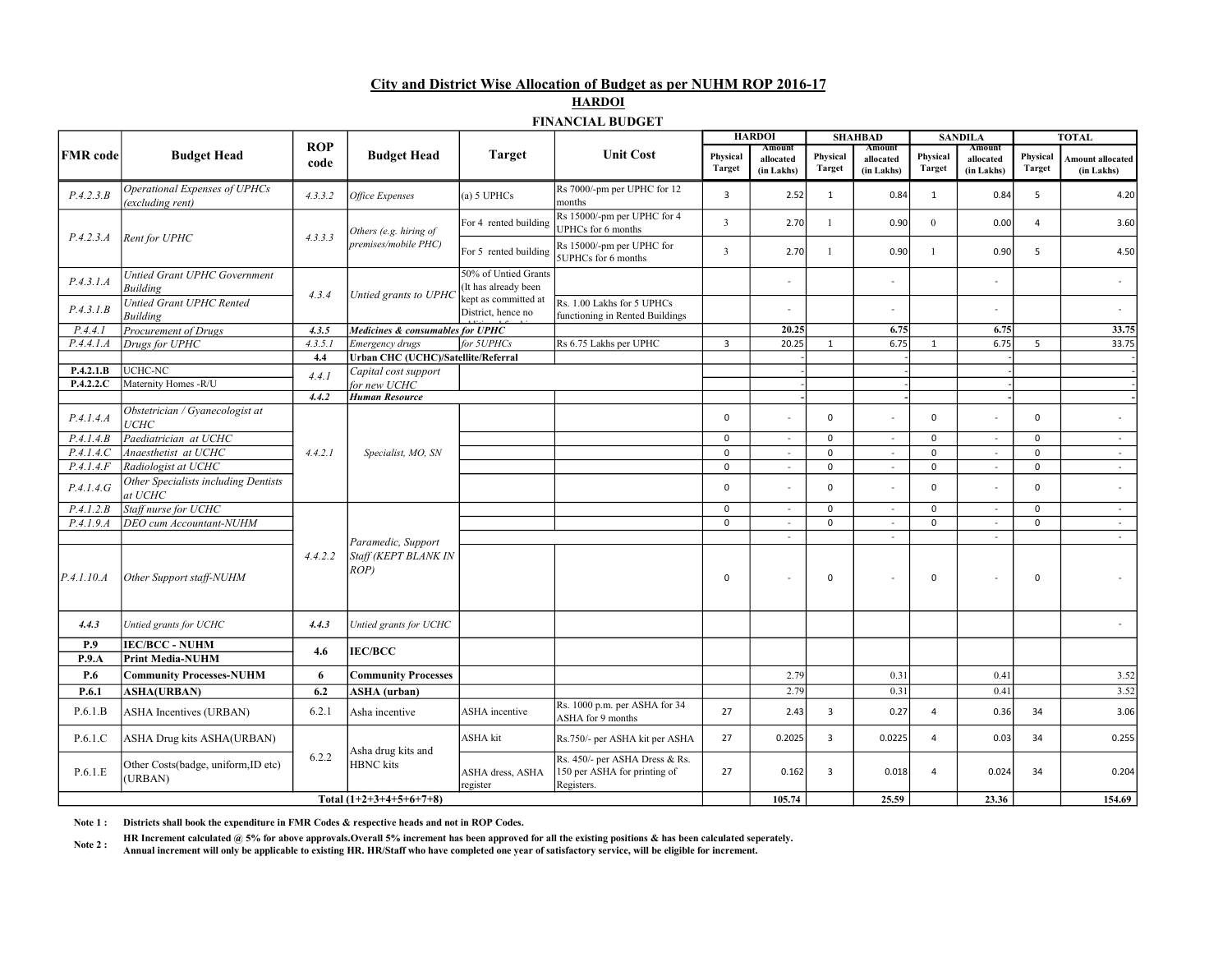## City and District Wise Allocation of Budget as per NUHM ROP 2016-17

### HARDOI

### FINANCIAL BUDGET

| FMR code | Budget Head | ROP code | Budget Head | Target | Unit Cost | HARDOI | | SHAHBAD | | SANDILA | | TOTAL | |
|---|---|---|---|---|---|---|---|---|---|---|---|---|---|
| | | | | | | Physical Target | Amount allocated (in Lakhs) | Physical Target | Amount allocated (in Lakhs) | Physical Target | Amount allocated (in Lakhs) | Physical Target | Amount allocated (in Lakhs) |
| P.4.2.3.B | *Operational Expenses of UPHCs (excluding rent)* | 4.3.3.2 | *Office Expenses* | (a) 5 UPHCs | Rs 7000/-pm per UPHC for 12 months | 3 | 2.52 | 1 | 0.84 | 1 | 0.84 | 5 | 4.20 |
| P.4.2.3.A | *Rent for UPHC* | 4.3.3.3 | *Others (e.g. hiring of premises/mobile PHC)* | For 4 rented building | Rs 15000/-pm per UPHC for 4 UPHCs for 6 months | 3 | 2.70 | 1 | 0.90 | 0 | 0.00 | 4 | 3.60 |
| | | | | For 5 rented building | Rs 15000/-pm per UPHC for 5UPHCs for 6 months | 3 | 2.70 | 1 | 0.90 | 1 | 0.90 | 5 | 4.50 |
| P.4.3.1.A | *Untied Grant UPHC Government Building* | 4.3.4 | *Untied grants to UPHC* | 50% of Untied Grants (It has already been kept as committed at District, hence no | | | - | | - | | - | | - |
| P.4.3.1.B | *Untied Grant UPHC Rented Building* | | | | Rs. 1.00 Lakhs for 5 UPHCs functioning in Rented Buildings | | - | | - | | - | | - |
| P.4.4.1 | *Procurement of Drugs* | ***4.3.5*** | ***Medicines & consumables for UPHC*** | | | | **20.25** | | **6.75** | | **6.75** | | **33.75** |
| P.4.4.1.A | *Drugs for UPHC* | *4.3.5.1* | *Emergency drugs* | *for 5UPHCs* | Rs 6.75 Lakhs per UPHC | 3 | 20.25 | 1 | 6.75 | 1 | 6.75 | 5 | 33.75 |
| | | **4.4** | **Urban CHC (UCHC)/Satellite/Referral** | | | | - | | - | | - | | - |
| **P.4.2.1.B** | UCHC-NC | *4.4.1* | *Capital cost support for new UCHC* | | | | - | | - | | - | | - |
| **P.4.2.2.C** | Maternity Homes -R/U | | | | | | - | | - | | - | | - |
| | | ***4.4.2*** | ***Human Resource*** | | | | **-** | | **-** | | **-** | | **-** |
| P.4.1.4.A | *Obstetrician / Gyanecologist at UCHC* | *4.4.2.1* | *Specialist, MO, SN* | | | 0 | - | 0 | - | 0 | - | 0 | - |
| P.4.1.4.B | *Paediatrician at UCHC* | | | | | 0 | - | 0 | - | 0 | - | 0 | - |
| P.4.1.4.C | *Anaesthetist at UCHC* | | | | | 0 | - | 0 | - | 0 | - | 0 | - |
| P.4.1.4.F | *Radiologist at UCHC* | | | | | 0 | - | 0 | - | 0 | - | 0 | - |
| P.4.1.4.G | *Other Specialists including Dentists at UCHC* | | | | | 0 | - | 0 | - | 0 | - | 0 | - |
| P.4.1.2.B | *Staff nurse for UCHC* | *4.4.2.2* | *Paramedic, Support Staff (KEPT BLANK IN ROP)* | | | 0 | - | 0 | - | 0 | - | 0 | - |
| P.4.1.9.A | *DEO cum Accountant-NUHM* | | | | | 0 | - | 0 | - | 0 | - | 0 | - |
| | | | | | | | - | | - | | - | | - |
| P.4.1.10.A | *Other Support staff-NUHM* | | | | | 0 | - | 0 | - | 0 | - | 0 | - |
| ***4.4.3*** | *Untied grants for UCHC* | ***4.4.3*** | *Untied grants for UCHC* | | | | | | | | | | - |
| **P.9** | **IEC/BCC - NUHM** | **4.6** | **IEC/BCC** | | | | | | | | | | |
| **P.9.A** | **Print Media-NUHM** | | | | | | | | | | | | |
| **P.6** | **Community Processes-NUHM** | **6** | **Community Processes** | | | | 2.79 | | 0.31 | | 0.41 | | 3.52 |
| **P.6.1** | **ASHA(URBAN)** | **6.2** | **ASHA (urban)** | | | | 2.79 | | 0.31 | | 0.41 | | 3.52 |
| P.6.1.B | ASHA Incentives (URBAN) | 6.2.1 | Asha incentive | ASHA incentive | Rs. 1000 p.m. per ASHA for 34 ASHA for 9 months | 27 | 2.43 | 3 | 0.27 | 4 | 0.36 | 34 | 3.06 |
| P.6.1.C | ASHA Drug kits ASHA(URBAN) | 6.2.2 | Asha drug kits and HBNC kits | ASHA kit | Rs.750/- per ASHA kit per ASHA | 27 | 0.2025 | 3 | 0.0225 | 4 | 0.03 | 34 | 0.255 |
| P.6.1.E | Other Costs(badge, uniform,ID etc) (URBAN) | | | ASHA dress, ASHA register | Rs. 450/- per ASHA Dress & Rs. 150 per ASHA for printing of Registers. | 27 | 0.162 | 3 | 0.018 | 4 | 0.024 | 34 | 0.204 |
| **Total (1+2+3+4+5+6+7+8)** | | | | | | | **105.74** | | **25.59** | | **23.36** | | **154.69** |

**Note 1 :** **Districts shall book the expenditure in FMR Codes & respective heads and not in ROP Codes.**

**Note 2 :** **HR Increment calculated @ 5% for above approvals.Overall 5% increment has been approved for all the existing positions & has been calculated seperately. Annual increment will only be applicable to existing HR. HR/Staff who have completed one year of satisfactory service, will be eligible for increment.**